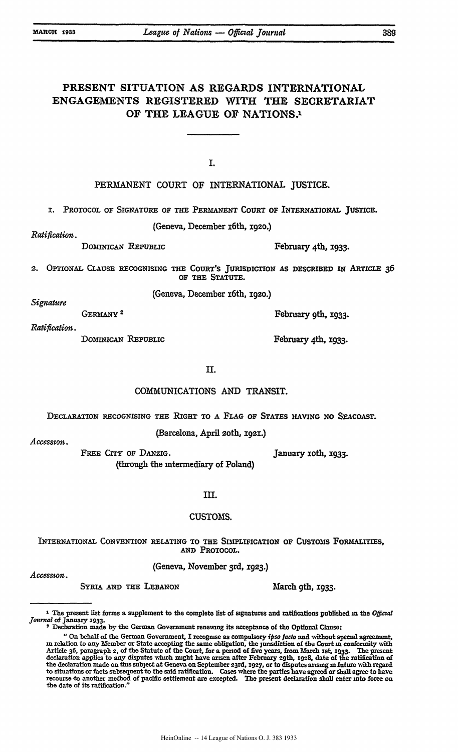# PRESENT SITUATION AS REGARDS INTERNATIONAL ENGAGEMENTS REGISTERED WITH THE SECRETARIAT OF THE LEAGUE OF NATIONS.[1]

## I.

## PERMANENT COURT OF INTERNATIONAL JUSTICE.

1. PROTOCOL OF SIGNATURE OF THE PERMANENT COURT OF INTERNATIONAL JUSTICE.

(Geneva, December 16th, 1920.)

*Ratification.*

DOMINICAN REPUBLIC — February 4th, 1933.

2. OPTIONAL CLAUSE RECOGNISING THE COURT'S JURISDICTION AS DESCRIBED IN ARTICLE 36 OF THE STATUTE.

(Geneva, December 16th, 1920.)

*Signature*

GERMANY[2] — February 9th, 1933.

*Ratification.*

DOMINICAN REPUBLIC — February 4th, 1933.

## II.

## COMMUNICATIONS AND TRANSIT.

DECLARATION RECOGNISING THE RIGHT TO A FLAG OF STATES HAVING NO SEACOAST.

(Barcelona, April 20th, 1921.)

*Accession.*

FREE CITY OF DANZIG. — January 10th, 1933.
(through the intermediary of Poland)

## III.

## CUSTOMS.

INTERNATIONAL CONVENTION RELATING TO THE SIMPLIFICATION OF CUSTOMS FORMALITIES, AND PROTOCOL.

(Geneva, November 3rd, 1923.)

*Accession.*

SYRIA AND THE LEBANON — March 9th, 1933.

---

[1] The present list forms a supplement to the complete list of signatures and ratifications published in the *Official Journal* of January 1933.

[2] Declaration made by the German Government renewing its acceptance of the Optional Clause:

"On behalf of the German Government, I recognise as compulsory *ipso facto* and without special agreement, in relation to any Member or State accepting the same obligation, the jurisdiction of the Court in conformity with Article 36, paragraph 2, of the Statute of the Court, for a period of five years, from March 1st, 1933. The present declaration applies to any disputes which might have arisen after February 29th, 1928, date of the ratification of the declaration made on this subject at Geneva on September 23rd, 1927, or to disputes arising in future with regard to situations or facts subsequent to the said ratification. Cases where the parties have agreed or shall agree to have recourse to another method of pacific settlement are excepted. The present declaration shall enter into force on the date of its ratification."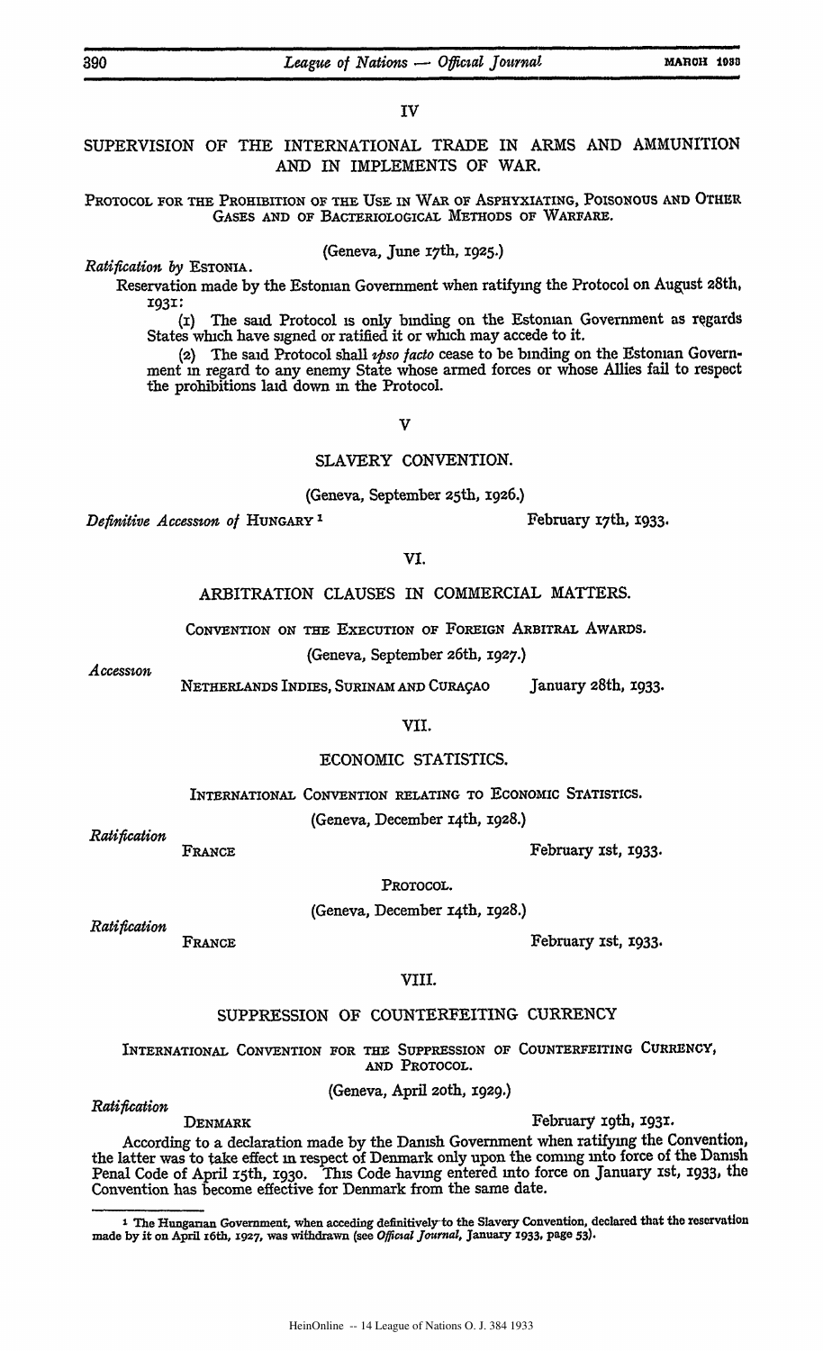## IV

## SUPERVISION OF THE INTERNATIONAL TRADE IN ARMS AND AMMUNITION AND IN IMPLEMENTS OF WAR.

### PROTOCOL FOR THE PROHIBITION OF THE USE IN WAR OF ASPHYXIATING, POISONOUS AND OTHER GASES AND OF BACTERIOLOGICAL METHODS OF WARFARE.

(Geneva, June 17th, 1925.)

*Ratification by* ESTONIA.

Reservation made by the Estonian Government when ratifying the Protocol on August 28th, 1931:

(1) The said Protocol is only binding on the Estonian Government as regards States which have signed or ratified it or which may accede to it.

(2) The said Protocol shall *ipso facto* cease to be binding on the Estonian Government in regard to any enemy State whose armed forces or whose Allies fail to respect the prohibitions laid down in the Protocol.

## V

## SLAVERY CONVENTION.

(Geneva, September 25th, 1926.)

*Definitive Accession of* HUNGARY [1] — February 17th, 1933.

## VI.

## ARBITRATION CLAUSES IN COMMERCIAL MATTERS.

### CONVENTION ON THE EXECUTION OF FOREIGN ARBITRAL AWARDS.

(Geneva, September 26th, 1927.)

*Accession*

NETHERLANDS INDIES, SURINAM AND CURAÇAO — January 28th, 1933.

## VII.

## ECONOMIC STATISTICS.

### INTERNATIONAL CONVENTION RELATING TO ECONOMIC STATISTICS.

(Geneva, December 14th, 1928.)

*Ratification*

FRANCE — February 1st, 1933.

### PROTOCOL.

(Geneva, December 14th, 1928.)

*Ratification*

FRANCE — February 1st, 1933.

## VIII.

## SUPPRESSION OF COUNTERFEITING CURRENCY

### INTERNATIONAL CONVENTION FOR THE SUPPRESSION OF COUNTERFEITING CURRENCY, AND PROTOCOL.

(Geneva, April 20th, 1929.)

*Ratification*

DENMARK — February 19th, 1931.

According to a declaration made by the Danish Government when ratifying the Convention, the latter was to take effect in respect of Denmark only upon the coming into force of the Danish Penal Code of April 15th, 1930. This Code having entered into force on January 1st, 1933, the Convention has become effective for Denmark from the same date.

---

[1] The Hungarian Government, when acceding definitively to the Slavery Convention, declared that the reservation made by it on April 16th, 1927, was withdrawn (see *Official Journal*, January 1933, page 53).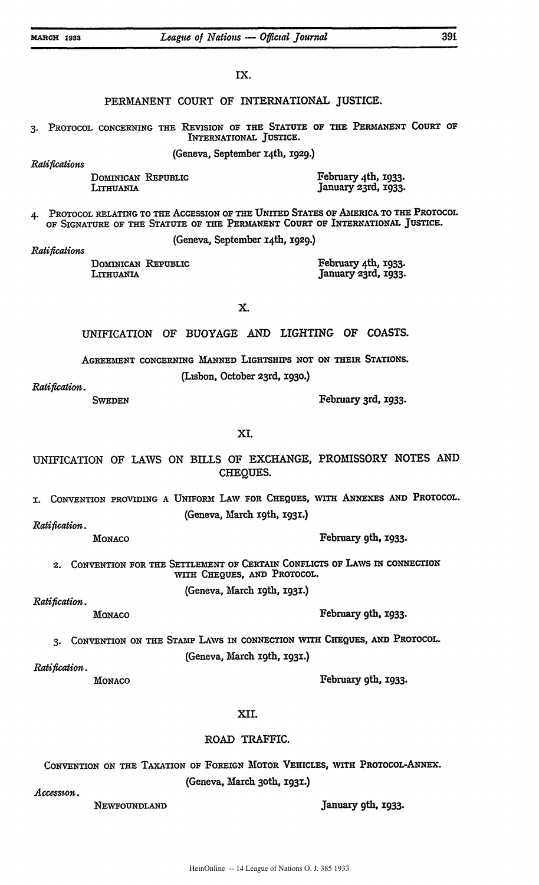## IX.

## PERMANENT COURT OF INTERNATIONAL JUSTICE.

3. PROTOCOL CONCERNING THE REVISION OF THE STATUTE OF THE PERMANENT COURT OF INTERNATIONAL JUSTICE.

(Geneva, September 14th, 1929.)

*Ratifications*

| | |
|---|---|
| DOMINICAN REPUBLIC | February 4th, 1933. |
| LITHUANIA | January 23rd, 1933. |

4. PROTOCOL RELATING TO THE ACCESSION OF THE UNITED STATES OF AMERICA TO THE PROTOCOL OF SIGNATURE OF THE STATUTE OF THE PERMANENT COURT OF INTERNATIONAL JUSTICE.

(Geneva, September 14th, 1929.)

*Ratifications*

| | |
|---|---|
| DOMINICAN REPUBLIC | February 4th, 1933. |
| LITHUANIA | January 23rd, 1933. |

## X.

## UNIFICATION OF BUOYAGE AND LIGHTING OF COASTS.

AGREEMENT CONCERNING MANNED LIGHTSHIPS NOT ON THEIR STATIONS.

(Lisbon, October 23rd, 1930.)

*Ratification.*

SWEDEN — February 3rd, 1933.

## XI.

## UNIFICATION OF LAWS ON BILLS OF EXCHANGE, PROMISSORY NOTES AND CHEQUES.

1. CONVENTION PROVIDING A UNIFORM LAW FOR CHEQUES, WITH ANNEXES AND PROTOCOL.

(Geneva, March 19th, 1931.)

*Ratification.*

MONACO — February 9th, 1933.

2. CONVENTION FOR THE SETTLEMENT OF CERTAIN CONFLICTS OF LAWS IN CONNECTION WITH CHEQUES, AND PROTOCOL.

(Geneva, March 19th, 1931.)

*Ratification.*

MONACO — February 9th, 1933.

3. CONVENTION ON THE STAMP LAWS IN CONNECTION WITH CHEQUES, AND PROTOCOL.

(Geneva, March 19th, 1931.)

*Ratification.*

MONACO — February 9th, 1933.

## XII.

## ROAD TRAFFIC.

CONVENTION ON THE TAXATION OF FOREIGN MOTOR VEHICLES, WITH PROTOCOL-ANNEX.

(Geneva, March 30th, 1931.)

*Accession.*

NEWFOUNDLAND — January 9th, 1933.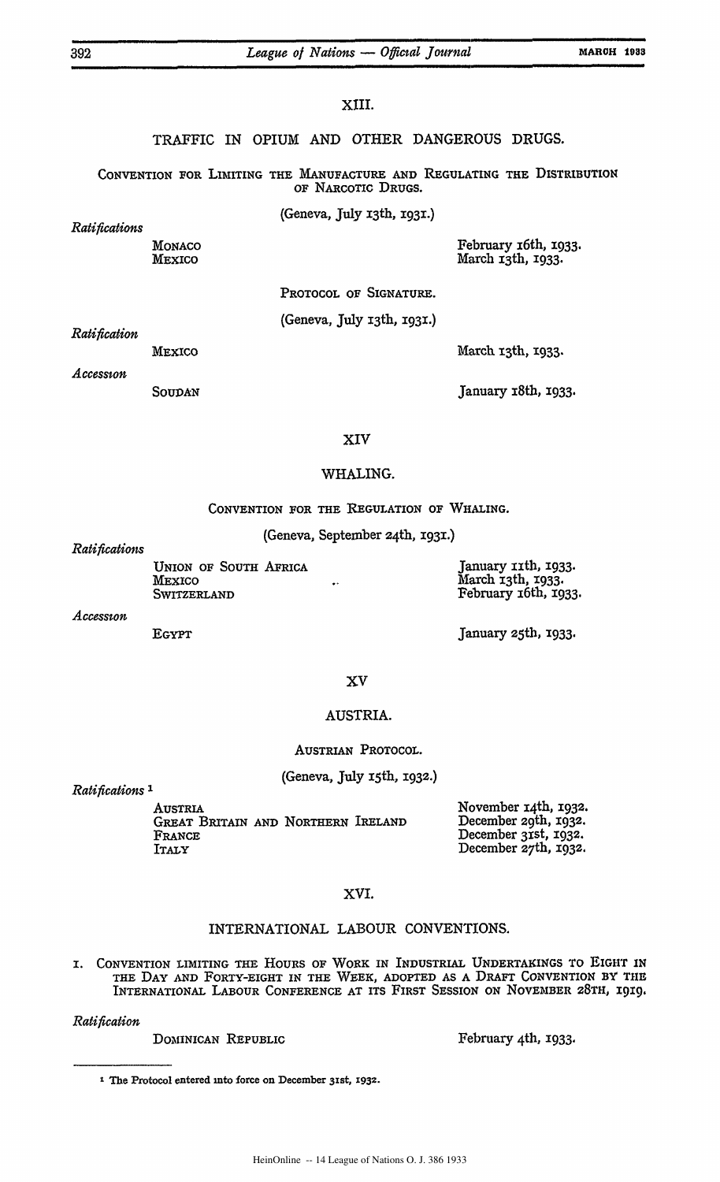## XIII.

### TRAFFIC IN OPIUM AND OTHER DANGEROUS DRUGS.

CONVENTION FOR LIMITING THE MANUFACTURE AND REGULATING THE DISTRIBUTION OF NARCOTIC DRUGS.

(Geneva, July 13th, 1931.)

*Ratifications*

| | |
|---|---|
| MONACO | February 16th, 1933. |
| MEXICO | March 13th, 1933. |

PROTOCOL OF SIGNATURE.

(Geneva, July 13th, 1931.)

*Ratification*

| | |
|---|---|
| MEXICO | March 13th, 1933. |

*Accession*

| | |
|---|---|
| SOUDAN | January 18th, 1933. |

## XIV

### WHALING.

CONVENTION FOR THE REGULATION OF WHALING.

(Geneva, September 24th, 1931.)

*Ratifications*

| | |
|---|---|
| UNION OF SOUTH AFRICA | January 11th, 1933. |
| MEXICO | March 13th, 1933. |
| SWITZERLAND | February 16th, 1933. |

*Accession*

| | |
|---|---|
| EGYPT | January 25th, 1933. |

## XV

### AUSTRIA.

AUSTRIAN PROTOCOL.

(Geneva, July 15th, 1932.)

*Ratifications* [1]

| | |
|---|---|
| AUSTRIA | November 14th, 1932. |
| GREAT BRITAIN AND NORTHERN IRELAND | December 29th, 1932. |
| FRANCE | December 31st, 1932. |
| ITALY | December 27th, 1932. |

## XVI.

### INTERNATIONAL LABOUR CONVENTIONS.

1. CONVENTION LIMITING THE HOURS OF WORK IN INDUSTRIAL UNDERTAKINGS TO EIGHT IN THE DAY AND FORTY-EIGHT IN THE WEEK, ADOPTED AS A DRAFT CONVENTION BY THE INTERNATIONAL LABOUR CONFERENCE AT ITS FIRST SESSION ON NOVEMBER 28TH, 1919.

*Ratification*

| | |
|---|---|
| DOMINICAN REPUBLIC | February 4th, 1933. |

---

[1] The Protocol entered into force on December 31st, 1932.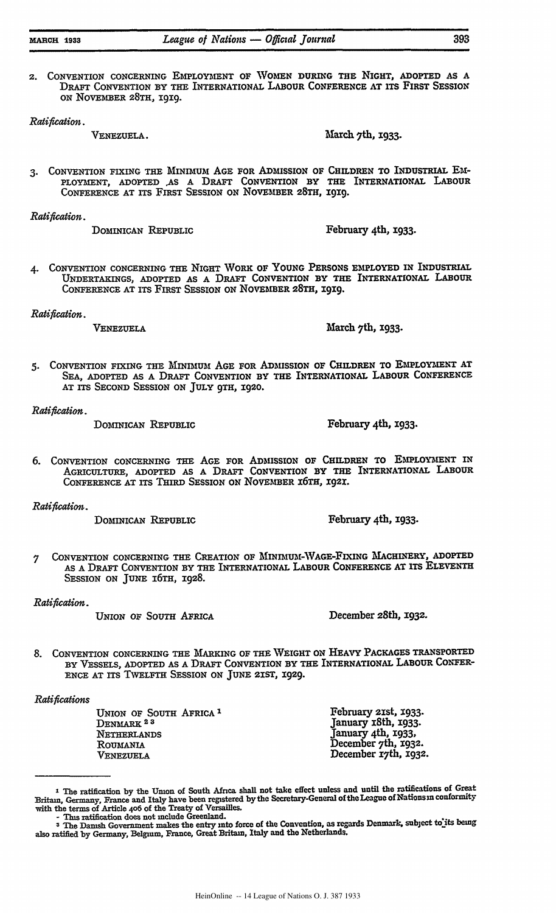2. CONVENTION CONCERNING EMPLOYMENT OF WOMEN DURING THE NIGHT, ADOPTED AS A DRAFT CONVENTION BY THE INTERNATIONAL LABOUR CONFERENCE AT ITS FIRST SESSION ON NOVEMBER 28TH, 1919.

*Ratification.*

VENEZUELA. — March 7th, 1933.

3. CONVENTION FIXING THE MINIMUM AGE FOR ADMISSION OF CHILDREN TO INDUSTRIAL EMPLOYMENT, ADOPTED AS A DRAFT CONVENTION BY THE INTERNATIONAL LABOUR CONFERENCE AT ITS FIRST SESSION ON NOVEMBER 28TH, 1919.

*Ratification.*

DOMINICAN REPUBLIC — February 4th, 1933.

4. CONVENTION CONCERNING THE NIGHT WORK OF YOUNG PERSONS EMPLOYED IN INDUSTRIAL UNDERTAKINGS, ADOPTED AS A DRAFT CONVENTION BY THE INTERNATIONAL LABOUR CONFERENCE AT ITS FIRST SESSION ON NOVEMBER 28TH, 1919.

*Ratification.*

VENEZUELA — March 7th, 1933.

5. CONVENTION FIXING THE MINIMUM AGE FOR ADMISSION OF CHILDREN TO EMPLOYMENT AT SEA, ADOPTED AS A DRAFT CONVENTION BY THE INTERNATIONAL LABOUR CONFERENCE AT ITS SECOND SESSION ON JULY 9TH, 1920.

*Ratification.*

DOMINICAN REPUBLIC — February 4th, 1933.

6. CONVENTION CONCERNING THE AGE FOR ADMISSION OF CHILDREN TO EMPLOYMENT IN AGRICULTURE, ADOPTED AS A DRAFT CONVENTION BY THE INTERNATIONAL LABOUR CONFERENCE AT ITS THIRD SESSION ON NOVEMBER 16TH, 1921.

*Ratification.*

DOMINICAN REPUBLIC — February 4th, 1933.

7. CONVENTION CONCERNING THE CREATION OF MINIMUM-WAGE-FIXING MACHINERY, ADOPTED AS A DRAFT CONVENTION BY THE INTERNATIONAL LABOUR CONFERENCE AT ITS ELEVENTH SESSION ON JUNE 16TH, 1928.

*Ratification.*

UNION OF SOUTH AFRICA — December 28th, 1932.

8. CONVENTION CONCERNING THE MARKING OF THE WEIGHT ON HEAVY PACKAGES TRANSPORTED BY VESSELS, ADOPTED AS A DRAFT CONVENTION BY THE INTERNATIONAL LABOUR CONFERENCE AT ITS TWELFTH SESSION ON JUNE 21ST, 1929.

*Ratifications*

| | |
|---|---|
| UNION OF SOUTH AFRICA [1] | February 21st, 1933. |
| DENMARK [2, 3] | January 18th, 1933. |
| NETHERLANDS | January 4th, 1933. |
| ROUMANIA | December 7th, 1932. |
| VENEZUELA | December 17th, 1932. |

---

[1] The ratification by the Union of South Africa shall not take effect unless and until the ratifications of Great Britain, Germany, France and Italy have been registered by the Secretary-General of the League of Nations in conformity with the terms of Article 406 of the Treaty of Versailles.

[2] This ratification does not include Greenland.

[3] The Danish Government makes the entry into force of the Convention, as regards Denmark, subject to its being also ratified by Germany, Belgium, France, Great Britain, Italy and the Netherlands.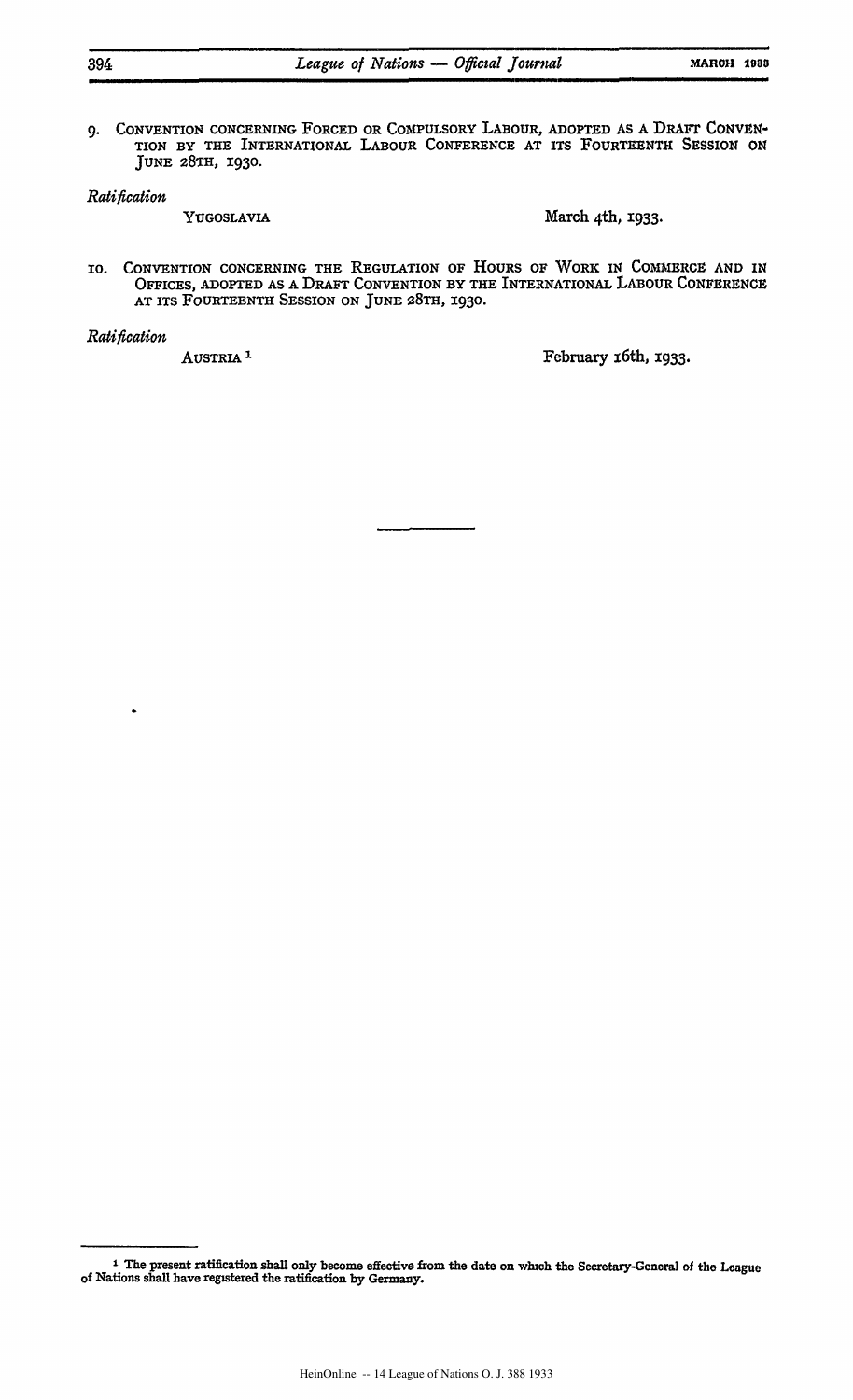9. CONVENTION CONCERNING FORCED OR COMPULSORY LABOUR, ADOPTED AS A DRAFT CONVENTION BY THE INTERNATIONAL LABOUR CONFERENCE AT ITS FOURTEENTH SESSION ON JUNE 28TH, 1930.

*Ratification*

YUGOSLAVIA — March 4th, 1933.

10. CONVENTION CONCERNING THE REGULATION OF HOURS OF WORK IN COMMERCE AND IN OFFICES, ADOPTED AS A DRAFT CONVENTION BY THE INTERNATIONAL LABOUR CONFERENCE AT ITS FOURTEENTH SESSION ON JUNE 28TH, 1930.

*Ratification*

AUSTRIA [1] — February 16th, 1933.

---

[1] The present ratification shall only become effective from the date on which the Secretary-General of the League of Nations shall have registered the ratification by Germany.